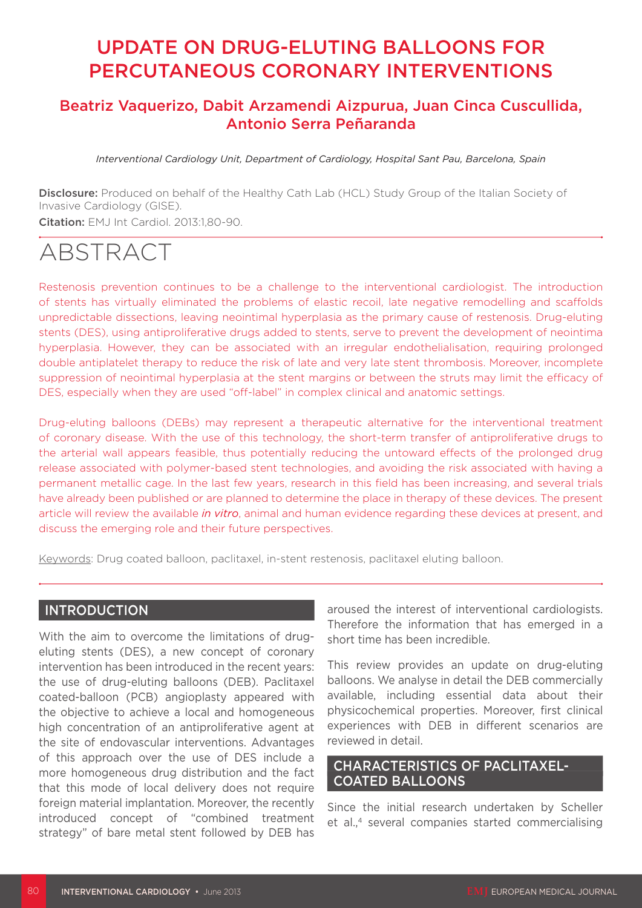# UPDATE ON DRUG-ELUTING BALLOONS FOR PERCUTANEOUS CORONARY INTERVENTIONS

## Beatriz Vaquerizo, Dabit Arzamendi Aizpurua, Juan Cinca Cuscullida, Antonio Serra Peñaranda

*Interventional Cardiology Unit, Department of Cardiology, Hospital Sant Pau, Barcelona, Spain*

**Disclosure:** Produced on behalf of the Healthy Cath Lab (HCL) Study Group of the Italian Society of Invasive Cardiology (GISE).

**Citation:** EMJ Int Cardiol. 2013:1,80-90.

# ABSTRACT

Restenosis prevention continues to be a challenge to the interventional cardiologist. The introduction of stents has virtually eliminated the problems of elastic recoil, late negative remodelling and scaffolds unpredictable dissections, leaving neointimal hyperplasia as the primary cause of restenosis. Drug-eluting stents (DES), using antiproliferative drugs added to stents, serve to prevent the development of neointima hyperplasia. However, they can be associated with an irregular endothelialisation, requiring prolonged double antiplatelet therapy to reduce the risk of late and very late stent thrombosis. Moreover, incomplete suppression of neointimal hyperplasia at the stent margins or between the struts may limit the efficacy of DES, especially when they are used "off-label" in complex clinical and anatomic settings.

Drug-eluting balloons (DEBs) may represent a therapeutic alternative for the interventional treatment of coronary disease. With the use of this technology, the short-term transfer of antiproliferative drugs to the arterial wall appears feasible, thus potentially reducing the untoward effects of the prolonged drug release associated with polymer-based stent technologies, and avoiding the risk associated with having a permanent metallic cage. In the last few years, research in this field has been increasing, and several trials have already been published or are planned to determine the place in therapy of these devices. The present article will review the available *in vitro*, animal and human evidence regarding these devices at present, and discuss the emerging role and their future perspectives.

Keywords: Drug coated balloon, paclitaxel, in-stent restenosis, paclitaxel eluting balloon.

## INTRODUCTION

With the aim to overcome the limitations of drug-eluting stents (DES), a new concept of coronary intervention has been introduced in the recent years: the use of drug-eluting balloons (DEB). Paclitaxel coated-balloon (PCB) angioplasty appeared with the objective to achieve a local and homogeneous high concentration of an antiproliferative agent at the site of endovascular interventions. Advantages of this approach over the use of DES include a more homogeneous drug distribution and the fact that this mode of local delivery does not require foreign material implantation. Moreover, the recently introduced concept of "combined treatment strategy" of bare metal stent followed by DEB has aroused the interest of interventional cardiologists. Therefore the information that has emerged in a short time has been incredible.

This review provides an update on drug-eluting balloons. We analyse in detail the DEB commercially available, including essential data about their physicochemical properties. Moreover, first clinical experiences with DEB in different scenarios are reviewed in detail.

## CHARACTERISTICS OF PACLITAXEL-COATED BALLOONS

Since the initial research undertaken by Scheller et al.,[4] several companies started commercialising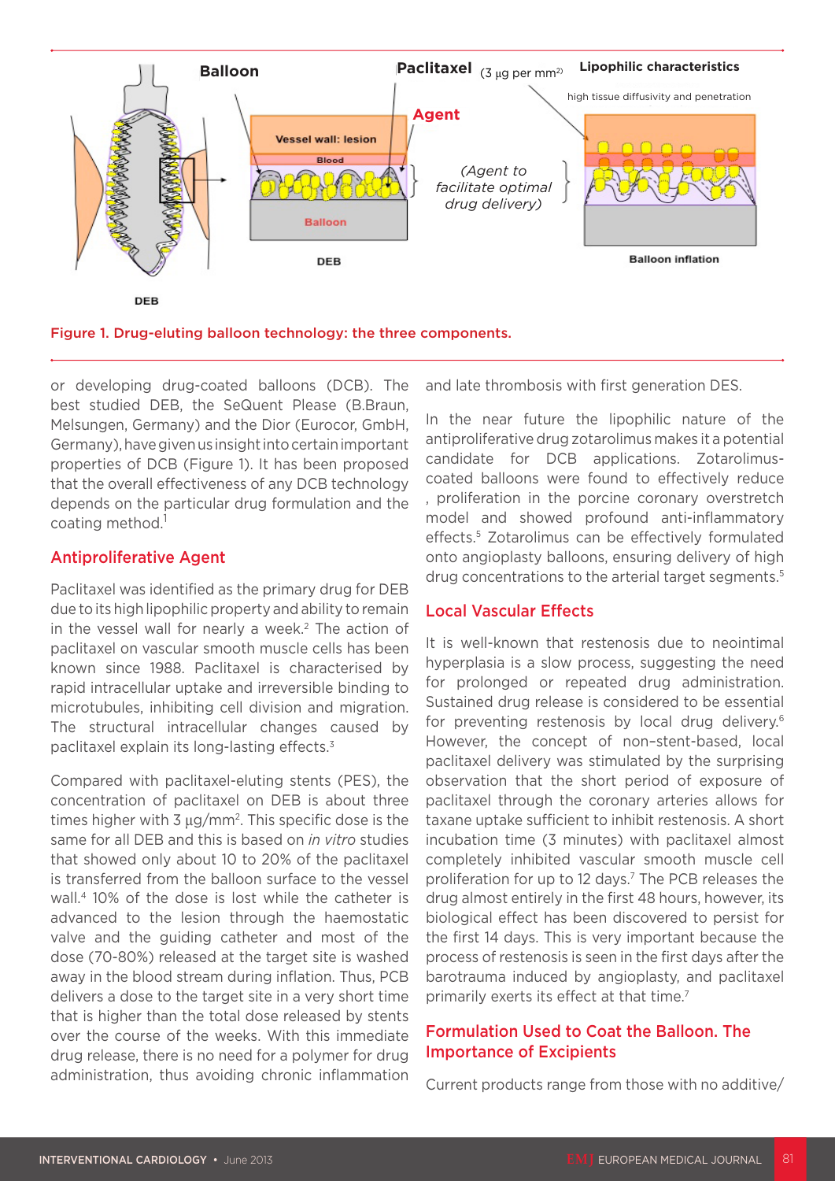Figure 1. Drug-eluting balloon technology: the three components.

or developing drug-coated balloons (DCB). The best studied DEB, the SeQuent Please (B.Braun, Melsungen, Germany) and the Dior (Eurocor, GmbH, Germany), have given us insight into certain important properties of DCB (Figure 1). It has been proposed that the overall effectiveness of any DCB technology depends on the particular drug formulation and the coating method.[1]

## Antiproliferative Agent

Paclitaxel was identified as the primary drug for DEB due to its high lipophilic property and ability to remain in the vessel wall for nearly a week.[2] The action of paclitaxel on vascular smooth muscle cells has been known since 1988. Paclitaxel is characterised by rapid intracellular uptake and irreversible binding to microtubules, inhibiting cell division and migration. The structural intracellular changes caused by paclitaxel explain its long-lasting effects.[3]

Compared with paclitaxel-eluting stents (PES), the concentration of paclitaxel on DEB is about three times higher with 3 µg/mm². This specific dose is the same for all DEB and this is based on *in vitro* studies that showed only about 10 to 20% of the paclitaxel is transferred from the balloon surface to the vessel wall.[4] 10% of the dose is lost while the catheter is advanced to the lesion through the haemostatic valve and the guiding catheter and most of the dose (70-80%) released at the target site is washed away in the blood stream during inflation. Thus, PCB delivers a dose to the target site in a very short time that is higher than the total dose released by stents over the course of the weeks. With this immediate drug release, there is no need for a polymer for drug administration, thus avoiding chronic inflammation and late thrombosis with first generation DES.

In the near future the lipophilic nature of the antiproliferative drug zotarolimus makes it a potential candidate for DCB applications. Zotarolimus-coated balloons were found to effectively reduce , proliferation in the porcine coronary overstretch model and showed profound anti-inflammatory effects.[5] Zotarolimus can be effectively formulated onto angioplasty balloons, ensuring delivery of high drug concentrations to the arterial target segments.[5]

## Local Vascular Effects

It is well-known that restenosis due to neointimal hyperplasia is a slow process, suggesting the need for prolonged or repeated drug administration. Sustained drug release is considered to be essential for preventing restenosis by local drug delivery.[6] However, the concept of non-stent-based, local paclitaxel delivery was stimulated by the surprising observation that the short period of exposure of paclitaxel through the coronary arteries allows for taxane uptake sufficient to inhibit restenosis. A short incubation time (3 minutes) with paclitaxel almost completely inhibited vascular smooth muscle cell proliferation for up to 12 days.[7] The PCB releases the drug almost entirely in the first 48 hours, however, its biological effect has been discovered to persist for the first 14 days. This is very important because the process of restenosis is seen in the first days after the barotrauma induced by angioplasty, and paclitaxel primarily exerts its effect at that time.[7]

## Formulation Used to Coat the Balloon. The Importance of Excipients

Current products range from those with no additive/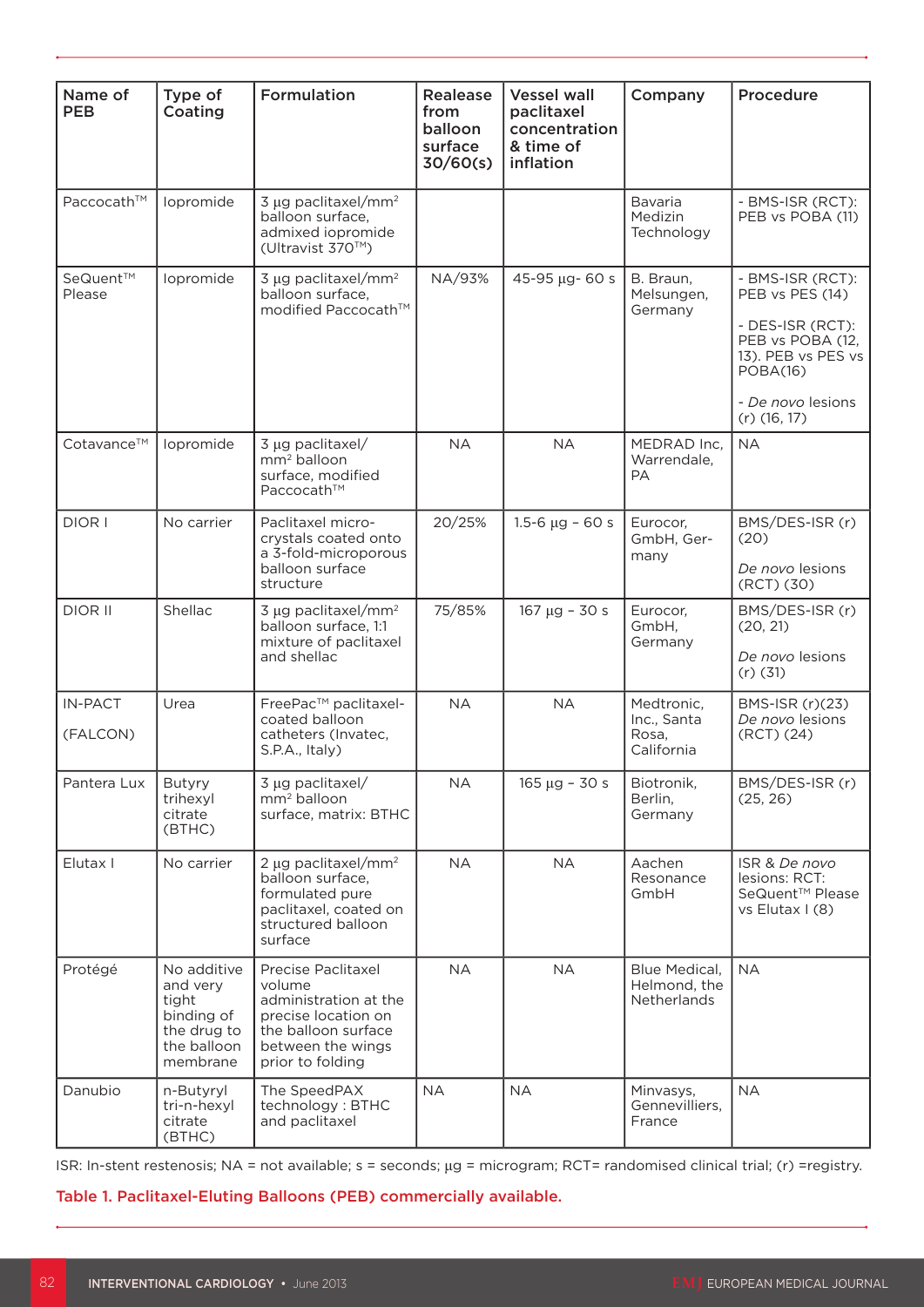| Name of PEB | Type of Coating | Formulation | Realease from balloon surface 30/60(s) | Vessel wall paclitaxel concentration & time of inflation | Company | Procedure |
|---|---|---|---|---|---|---|
| Paccocath™ | Iopromide | 3 µg paclitaxel/mm² balloon surface, admixed iopromide (Ultravist 370™) | | | Bavaria Medizin Technology | - BMS-ISR (RCT): PEB vs POBA (11) |
| SeQuent™ Please | Iopromide | 3 µg paclitaxel/mm² balloon surface, modified Paccocath™ | NA/93% | 45-95 µg- 60 s | B. Braun, Melsungen, Germany | - BMS-ISR (RCT): PEB vs PES (14)<br>- DES-ISR (RCT): PEB vs POBA (12, 13). PEB vs PES vs POBA(16)<br>- *De novo* lesions (r) (16, 17) |
| Cotavance™ | Iopromide | 3 µg paclitaxel/mm² balloon surface, modified Paccocath™ | NA | NA | MEDRAD Inc, Warrendale, PA | NA |
| DIOR I | No carrier | Paclitaxel micro-crystals coated onto a 3-fold-microporous balloon surface structure | 20/25% | 1.5-6 µg – 60 s | Eurocor, GmbH, Germany | BMS/DES-ISR (r) (20)<br>*De novo* lesions (RCT) (30) |
| DIOR II | Shellac | 3 µg paclitaxel/mm² balloon surface, 1:1 mixture of paclitaxel and shellac | 75/85% | 167 µg – 30 s | Eurocor, GmbH, Germany | BMS/DES-ISR (r) (20, 21)<br>*De novo* lesions (r) (31) |
| IN-PACT (FALCON) | Urea | FreePac™ paclitaxel-coated balloon catheters (Invatec, S.P.A., Italy) | NA | NA | Medtronic, Inc., Santa Rosa, California | BMS-ISR (r)(23) *De novo* lesions (RCT) (24) |
| Pantera Lux | Butyry trihexyl citrate (BTHC) | 3 µg paclitaxel/mm² balloon surface, matrix: BTHC | NA | 165 µg – 30 s | Biotronik, Berlin, Germany | BMS/DES-ISR (r) (25, 26) |
| Elutax I | No carrier | 2 µg paclitaxel/mm² balloon surface, formulated pure paclitaxel, coated on structured balloon surface | NA | NA | Aachen Resonance GmbH | ISR & *De novo* lesions: RCT: SeQuent™ Please vs Elutax I (8) |
| Protégé | No additive and very tight binding of the drug to the balloon membrane | Precise Paclitaxel volume administration at the precise location on the balloon surface between the wings prior to folding | NA | NA | Blue Medical, Helmond, the Netherlands | NA |
| Danubio | n-Butyryl tri-n-hexyl citrate (BTHC) | The SpeedPAX technology : BTHC and paclitaxel | NA | NA | Minvasys, Gennevilliers, France | NA |

ISR: In-stent restenosis; NA = not available; s = seconds; µg = microgram; RCT= randomised clinical trial; (r) =registry.

Table 1. Paclitaxel-Eluting Balloons (PEB) commercially available.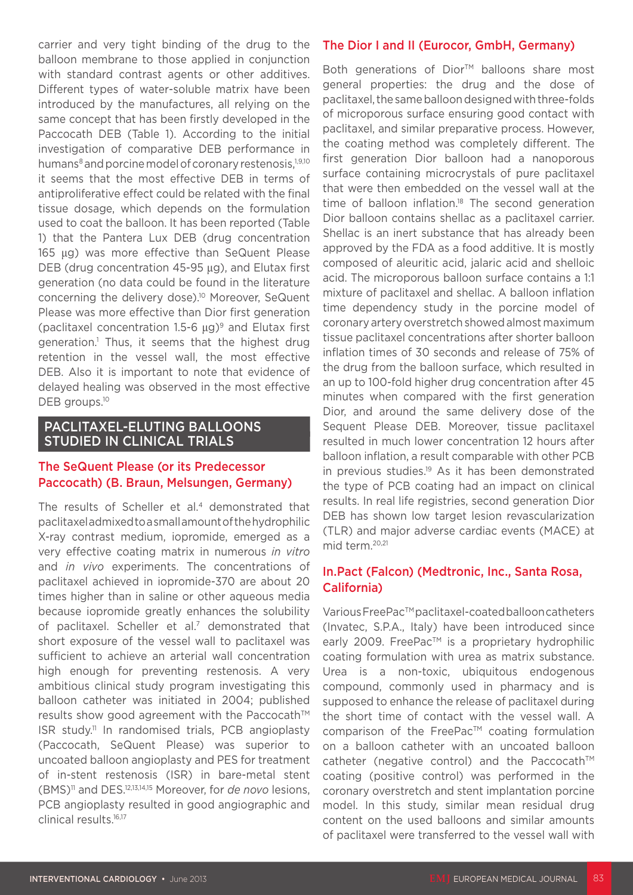carrier and very tight binding of the drug to the balloon membrane to those applied in conjunction with standard contrast agents or other additives. Different types of water-soluble matrix have been introduced by the manufactures, all relying on the same concept that has been firstly developed in the Paccocath DEB (Table 1). According to the initial investigation of comparative DEB performance in humans[8] and porcine model of coronary restenosis,[1,9,10] it seems that the most effective DEB in terms of antiproliferative effect could be related with the final tissue dosage, which depends on the formulation used to coat the balloon. It has been reported (Table 1) that the Pantera Lux DEB (drug concentration 165 µg) was more effective than SeQuent Please DEB (drug concentration 45-95 µg), and Elutax first generation (no data could be found in the literature concerning the delivery dose).[10] Moreover, SeQuent Please was more effective than Dior first generation (paclitaxel concentration 1.5-6 µg)[9] and Elutax first generation.[1] Thus, it seems that the highest drug retention in the vessel wall, the most effective DEB. Also it is important to note that evidence of delayed healing was observed in the most effective DEB groups.[10]

## PACLITAXEL-ELUTING BALLOONS STUDIED IN CLINICAL TRIALS

### The SeQuent Please (or its Predecessor Paccocath) (B. Braun, Melsungen, Germany)

The results of Scheller et al.[4] demonstrated that paclitaxel admixed to a small amount of the hydrophilic X-ray contrast medium, iopromide, emerged as a very effective coating matrix in numerous *in vitro* and *in vivo* experiments. The concentrations of paclitaxel achieved in iopromide-370 are about 20 times higher than in saline or other aqueous media because iopromide greatly enhances the solubility of paclitaxel. Scheller et al.[7] demonstrated that short exposure of the vessel wall to paclitaxel was sufficient to achieve an arterial wall concentration high enough for preventing restenosis. A very ambitious clinical study program investigating this balloon catheter was initiated in 2004; published results show good agreement with the Paccocath™ ISR study.[11] In randomised trials, PCB angioplasty (Paccocath, SeQuent Please) was superior to uncoated balloon angioplasty and PES for treatment of in-stent restenosis (ISR) in bare-metal stent (BMS)[11] and DES.[12,13,14,15] Moreover, for *de novo* lesions, PCB angioplasty resulted in good angiographic and clinical results.[16,17]

### The Dior I and II (Eurocor, GmbH, Germany)

Both generations of Dior™ balloons share most general properties: the drug and the dose of paclitaxel, the same balloon designed with three-folds of microporous surface ensuring good contact with paclitaxel, and similar preparative process. However, the coating method was completely different. The first generation Dior balloon had a nanoporous surface containing microcrystals of pure paclitaxel that were then embedded on the vessel wall at the time of balloon inflation.[18] The second generation Dior balloon contains shellac as a paclitaxel carrier. Shellac is an inert substance that has already been approved by the FDA as a food additive. It is mostly composed of aleuritic acid, jalaric acid and shelloic acid. The microporous balloon surface contains a 1:1 mixture of paclitaxel and shellac. A balloon inflation time dependency study in the porcine model of coronary artery overstretch showed almost maximum tissue paclitaxel concentrations after shorter balloon inflation times of 30 seconds and release of 75% of the drug from the balloon surface, which resulted in an up to 100-fold higher drug concentration after 45 minutes when compared with the first generation Dior, and around the same delivery dose of the Sequent Please DEB. Moreover, tissue paclitaxel resulted in much lower concentration 12 hours after balloon inflation, a result comparable with other PCB in previous studies.[19] As it has been demonstrated the type of PCB coating had an impact on clinical results. In real life registries, second generation Dior DEB has shown low target lesion revascularization (TLR) and major adverse cardiac events (MACE) at mid term.[20,21]

### In.Pact (Falcon) (Medtronic, Inc., Santa Rosa, California)

Various FreePac™ paclitaxel-coated balloon catheters (Invatec, S.P.A., Italy) have been introduced since early 2009. FreePac™ is a proprietary hydrophilic coating formulation with urea as matrix substance. Urea is a non-toxic, ubiquitous endogenous compound, commonly used in pharmacy and is supposed to enhance the release of paclitaxel during the short time of contact with the vessel wall. A comparison of the FreePac™ coating formulation on a balloon catheter with an uncoated balloon catheter (negative control) and the Paccocath™ coating (positive control) was performed in the coronary overstretch and stent implantation porcine model. In this study, similar mean residual drug content on the used balloons and similar amounts of paclitaxel were transferred to the vessel wall with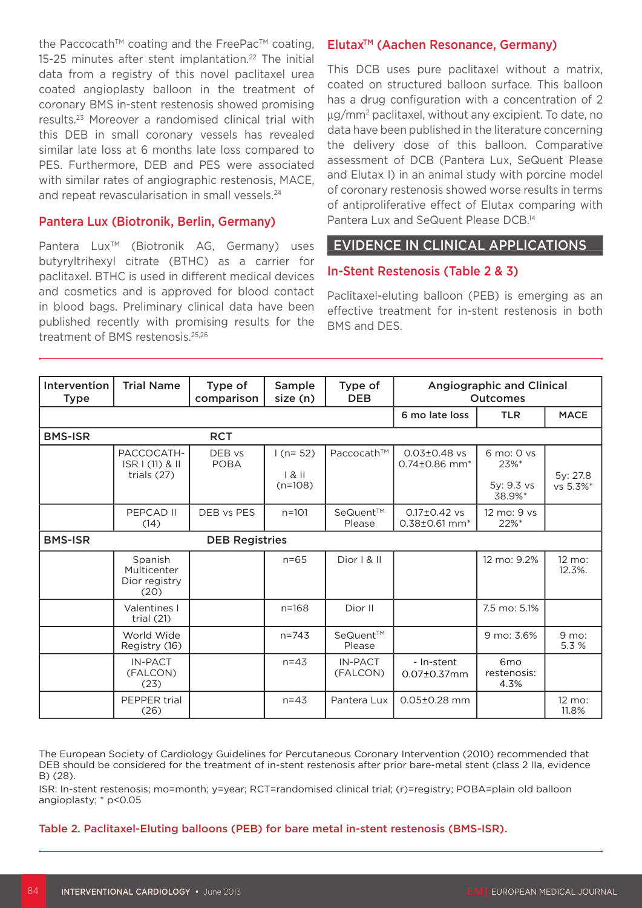the Paccocath™ coating and the FreePac™ coating, 15-25 minutes after stent implantation.[22] The initial data from a registry of this novel paclitaxel urea coated angioplasty balloon in the treatment of coronary BMS in-stent restenosis showed promising results.[23] Moreover a randomised clinical trial with this DEB in small coronary vessels has revealed similar late loss at 6 months late loss compared to PES. Furthermore, DEB and PES were associated with similar rates of angiographic restenosis, MACE, and repeat revascularisation in small vessels.[24]

## Pantera Lux (Biotronik, Berlin, Germany)

Pantera Lux™ (Biotronik AG, Germany) uses butyryltrihexyl citrate (BTHC) as a carrier for paclitaxel. BTHC is used in different medical devices and cosmetics and is approved for blood contact in blood bags. Preliminary clinical data have been published recently with promising results for the treatment of BMS restenosis.[25,26]

## Elutax™ (Aachen Resonance, Germany)

This DCB uses pure paclitaxel without a matrix, coated on structured balloon surface. This balloon has a drug configuration with a concentration of 2 µg/mm$^2$ paclitaxel, without any excipient. To date, no data have been published in the literature concerning the delivery dose of this balloon. Comparative assessment of DCB (Pantera Lux, SeQuent Please and Elutax I) in an animal study with porcine model of coronary restenosis showed worse results in terms of antiproliferative effect of Elutax comparing with Pantera Lux and SeQuent Please DCB.[14]

# EVIDENCE IN CLINICAL APPLICATIONS

## In-Stent Restenosis (Table 2 & 3)

Paclitaxel-eluting balloon (PEB) is emerging as an effective treatment for in-stent restenosis in both BMS and DES.

| Intervention Type | Trial Name | Type of comparison | Sample size (n) | Type of DEB | Angiographic and Clinical Outcomes | | |
|---|---|---|---|---|---|---|---|
| | | | | | 6 mo late loss | TLR | MACE |
| **BMS-ISR** | | **RCT** | | | | | |
| | PACCOCATH-ISR I (11) & II trials (27) | DEB vs POBA | I (n= 52)<br>I & II (n=108) | Paccocath™ | 0.03±0.48 vs 0.74±0.86 mm* | 6 mo: 0 vs 23%*<br>5y: 9.3 vs 38.9%* | 5y: 27.8 vs 5.3%* |
| | PEPCAD II (14) | DEB vs PES | n=101 | SeQuent™ Please | 0.17±0.42 vs 0.38±0.61 mm* | 12 mo: 9 vs 22%* | |
| **BMS-ISR** | | **DEB Registries** | | | | | |
| | Spanish Multicenter Dior registry (20) | | n=65 | Dior I & II | | 12 mo: 9.2% | 12 mo: 12.3%. |
| | Valentines I trial (21) | | n=168 | Dior II | | 7.5 mo: 5.1% | |
| | World Wide Registry (16) | | n=743 | SeQuent™ Please | | 9 mo: 3.6% | 9 mo: 5.3 % |
| | IN-PACT (FALCON) (23) | | n=43 | IN-PACT (FALCON) | - In-stent 0.07±0.37mm | 6mo restenosis: 4.3% | |
| | PEPPER trial (26) | | n=43 | Pantera Lux | 0.05±0.28 mm | | 12 mo: 11.8% |

The European Society of Cardiology Guidelines for Percutaneous Coronary Intervention (2010) recommended that DEB should be considered for the treatment of in-stent restenosis after prior bare-metal stent (class 2 IIa, evidence B) (28).
ISR: In-stent restenosis; mo=month; y=year; RCT=randomised clinical trial; (r)=registry; POBA=plain old balloon angioplasty; * p<0.05

Table 2. Paclitaxel-Eluting balloons (PEB) for bare metal in-stent restenosis (BMS-ISR).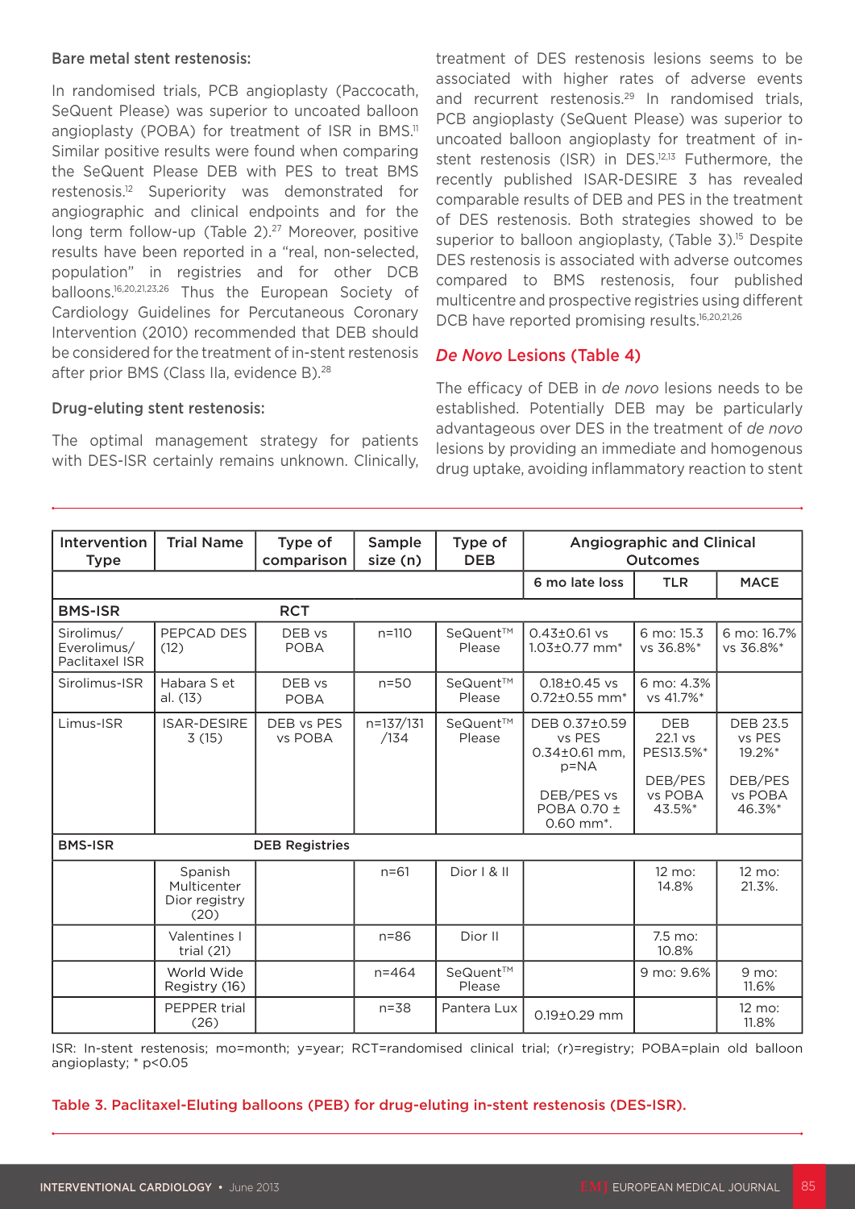### Bare metal stent restenosis:

In randomised trials, PCB angioplasty (Paccocath, SeQuent Please) was superior to uncoated balloon angioplasty (POBA) for treatment of ISR in BMS.[11] Similar positive results were found when comparing the SeQuent Please DEB with PES to treat BMS restenosis.[12] Superiority was demonstrated for angiographic and clinical endpoints and for the long term follow-up (Table 2).[27] Moreover, positive results have been reported in a "real, non-selected, population" in registries and for other DCB balloons.[16,20,21,23,26] Thus the European Society of Cardiology Guidelines for Percutaneous Coronary Intervention (2010) recommended that DEB should be considered for the treatment of in-stent restenosis after prior BMS (Class IIa, evidence B).[28]

### Drug-eluting stent restenosis:

The optimal management strategy for patients with DES-ISR certainly remains unknown. Clinically, treatment of DES restenosis lesions seems to be associated with higher rates of adverse events and recurrent restenosis.[29] In randomised trials, PCB angioplasty (SeQuent Please) was superior to uncoated balloon angioplasty for treatment of in-stent restenosis (ISR) in DES.[12,13] Futhermore, the recently published ISAR-DESIRE 3 has revealed comparable results of DEB and PES in the treatment of DES restenosis. Both strategies showed to be superior to balloon angioplasty, (Table 3).[15] Despite DES restenosis is associated with adverse outcomes compared to BMS restenosis, four published multicentre and prospective registries using different DCB have reported promising results.[16,20,21,26]

## *De Novo* Lesions (Table 4)

The efficacy of DEB in *de novo* lesions needs to be established. Potentially DEB may be particularly advantageous over DES in the treatment of *de novo* lesions by providing an immediate and homogenous drug uptake, avoiding inflammatory reaction to stent

| Intervention Type | Trial Name | Type of comparison | Sample size (n) | Type of DEB | Angiographic and Clinical Outcomes | | |
|---|---|---|---|---|---|---|---|
| | | | | | 6 mo late loss | TLR | MACE |
| **BMS-ISR** | | **RCT** | | | | | |
| Sirolimus/ Everolimus/ Paclitaxel ISR | PEPCAD DES (12) | DEB vs POBA | n=110 | SeQuent™ Please | 0.43±0.61 vs 1.03±0.77 mm* | 6 mo: 15.3 vs 36.8%* | 6 mo: 16.7% vs 36.8%* |
| Sirolimus-ISR | Habara S et al. (13) | DEB vs POBA | n=50 | SeQuent™ Please | 0.18±0.45 vs 0.72±0.55 mm* | 6 mo: 4.3% vs 41.7%* | |
| Limus-ISR | ISAR-DESIRE 3 (15) | DEB vs PES vs POBA | n=137/131 /134 | SeQuent™ Please | DEB 0.37±0.59 vs PES 0.34±0.61 mm, p=NA<br>DEB/PES vs POBA 0.70 ± 0.60 mm*. | DEB 22.1 vs PES13.5%*<br>DEB/PES vs POBA 43.5%* | DEB 23.5 vs PES 19.2%*<br>DEB/PES vs POBA 46.3%* |
| **BMS-ISR** | | **DEB Registries** | | | | | |
| | Spanish Multicenter Dior registry (20) | | n=61 | Dior I & II | | 12 mo: 14.8% | 12 mo: 21.3%. |
| | Valentines I trial (21) | | n=86 | Dior II | | 7.5 mo: 10.8% | |
| | World Wide Registry (16) | | n=464 | SeQuent™ Please | | 9 mo: 9.6% | 9 mo: 11.6% |
| | PEPPER trial (26) | | n=38 | Pantera Lux | 0.19±0.29 mm | | 12 mo: 11.8% |

ISR: In-stent restenosis; mo=month; y=year; RCT=randomised clinical trial; (r)=registry; POBA=plain old balloon angioplasty; * p<0.05

Table 3. Paclitaxel-Eluting balloons (PEB) for drug-eluting in-stent restenosis (DES-ISR).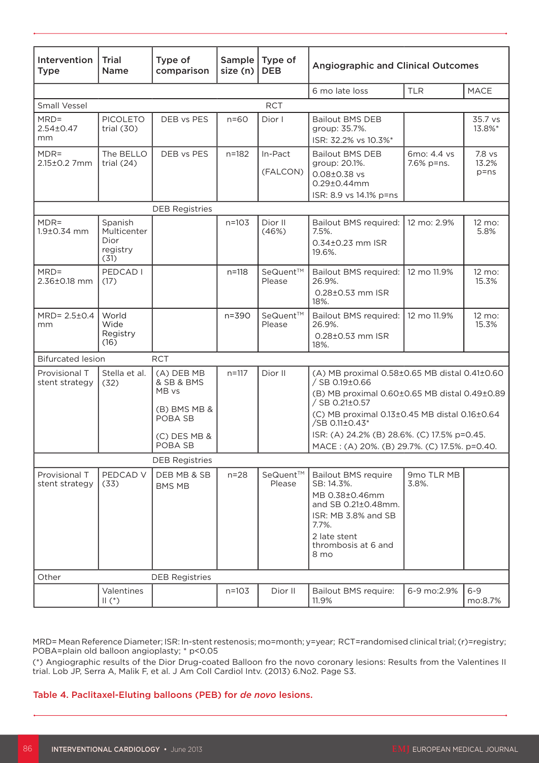| Intervention Type | Trial Name | Type of comparison | Sample size (n) | Type of DEB | Angiographic and Clinical Outcomes | | |
|---|---|---|---|---|---|---|---|
| | | | | | 6 mo late loss | TLR | MACE |
| Small Vessel | | RCT | | | | | |
| MRD= 2.54±0.47 mm | PICOLETO trial (30) | DEB vs PES | n=60 | Dior I | Bailout BMS DEB group: 35.7%. ISR: 32.2% vs 10.3%* | | 35.7 vs 13.8%* |
| MDR= 2.15±0.2 7mm | The BELLO trial (24) | DEB vs PES | n=182 | In-Pact (FALCON) | Bailout BMS DEB group: 20.1%. 0.08±0.38 vs 0.29±0.44mm ISR: 8.9 vs 14.1% p=ns | 6mo: 4.4 vs 7.6% p=ns. | 7.8 vs 13.2% p=ns |
| | | DEB Registries | | | | | |
| MDR= 1.9±0.34 mm | Spanish Multicenter Dior registry (31) | | n=103 | Dior II (46%) | Bailout BMS required: 7.5%. 0.34±0.23 mm ISR 19.6%. | 12 mo: 2.9% | 12 mo: 5.8% |
| MRD= 2.36±0.18 mm | PEDCAD I (17) | | n=118 | SeQuent™ Please | Bailout BMS required: 26.9%. 0.28±0.53 mm ISR 18%. | 12 mo 11.9% | 12 mo: 15.3% |
| MRD= 2.5±0.4 mm | World Wide Registry (16) | | n=390 | SeQuent™ Please | Bailout BMS required: 26.9%. 0.28±0.53 mm ISR 18%. | 12 mo 11.9% | 12 mo: 15.3% |
| Bifurcated lesion | RCT | | | | | | |
| Provisional T stent strategy | Stella et al. (32) | (A) DEB MB & SB & BMS MB vs (B) BMS MB & POBA SB (C) DES MB & POBA SB | n=117 | Dior II | (A) MB proximal 0.58±0.65 MB distal 0.41±0.60 / SB 0.19±0.66 (B) MB proximal 0.60±0.65 MB distal 0.49±0.89 / SB 0.21±0.57 (C) MB proximal 0.13±0.45 MB distal 0.16±0.64 /SB 0.11±0.43* ISR: (A) 24.2% (B) 28.6%. (C) 17.5% p=0.45. MACE : (A) 20%. (B) 29.7%. (C) 17.5%. p=0.40. | | |
| | | DEB Registries | | | | | |
| Provisional T stent strategy | PEDCAD V (33) | DEB MB & SB BMS MB | n=28 | SeQuent™ Please | Bailout BMS require SB: 14.3%. MB 0.38±0.46mm and SB 0.21±0.48mm. ISR: MB 3.8% and SB 7.7%. 2 late stent thrombosis at 6 and 8 mo | 9mo TLR MB 3.8%. | |
| Other | | DEB Registries | | | | | |
| | Valentines II (*) | | n=103 | Dior II | Bailout BMS require: 11.9% | 6-9 mo:2.9% | 6-9 mo:8.7% |

MRD= Mean Reference Diameter; ISR: In-stent restenosis; mo=month; y=year; RCT=randomised clinical trial; (r)=registry; POBA=plain old balloon angioplasty; * $p<0.05$

(*) Angiographic results of the Dior Drug-coated Balloon fro the novo coronary lesions: Results from the Valentines II trial. Lob JP, Serra A, Malik F, et al. J Am Coll Cardiol Intv. (2013) 6.No2. Page S3.

**Table 4. Paclitaxel-Eluting balloons (PEB) for *de novo* lesions.**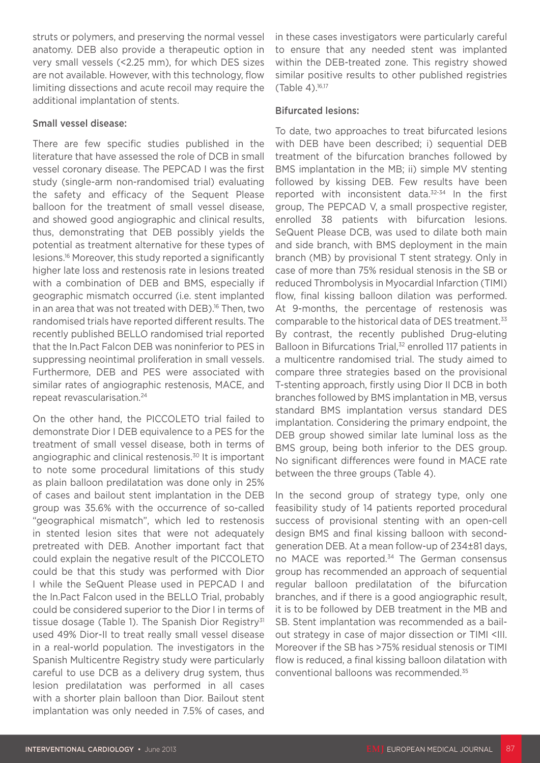struts or polymers, and preserving the normal vessel anatomy. DEB also provide a therapeutic option in very small vessels (<2.25 mm), for which DES sizes are not available. However, with this technology, flow limiting dissections and acute recoil may require the additional implantation of stents.

### Small vessel disease:

There are few specific studies published in the literature that have assessed the role of DCB in small vessel coronary disease. The PEPCAD I was the first study (single-arm non-randomised trial) evaluating the safety and efficacy of the Sequent Please balloon for the treatment of small vessel disease, and showed good angiographic and clinical results, thus, demonstrating that DEB possibly yields the potential as treatment alternative for these types of lesions.[16] Moreover, this study reported a significantly higher late loss and restenosis rate in lesions treated with a combination of DEB and BMS, especially if geographic mismatch occurred (i.e. stent implanted in an area that was not treated with DEB).[16] Then, two randomised trials have reported different results. The recently published BELLO randomised trial reported that the In.Pact Falcon DEB was noninferior to PES in suppressing neointimal proliferation in small vessels. Furthermore, DEB and PES were associated with similar rates of angiographic restenosis, MACE, and repeat revascularisation.[24]

On the other hand, the PICCOLETO trial failed to demonstrate Dior I DEB equivalence to a PES for the treatment of small vessel disease, both in terms of angiographic and clinical restenosis.[30] It is important to note some procedural limitations of this study as plain balloon predilatation was done only in 25% of cases and bailout stent implantation in the DEB group was 35.6% with the occurrence of so-called "geographical mismatch", which led to restenosis in stented lesion sites that were not adequately pretreated with DEB. Another important fact that could explain the negative result of the PICCOLETO could be that this study was performed with Dior I while the SeQuent Please used in PEPCAD I and the In.Pact Falcon used in the BELLO Trial, probably could be considered superior to the Dior I in terms of tissue dosage (Table 1). The Spanish Dior Registry[31] used 49% Dior-II to treat really small vessel disease in a real-world population. The investigators in the Spanish Multicentre Registry study were particularly careful to use DCB as a delivery drug system, thus lesion predilatation was performed in all cases with a shorter plain balloon than Dior. Bailout stent implantation was only needed in 7.5% of cases, and in these cases investigators were particularly careful to ensure that any needed stent was implanted within the DEB-treated zone. This registry showed similar positive results to other published registries (Table 4).[16,17]

### Bifurcated lesions:

To date, two approaches to treat bifurcated lesions with DEB have been described; i) sequential DEB treatment of the bifurcation branches followed by BMS implantation in the MB; ii) simple MV stenting followed by kissing DEB. Few results have been reported with inconsistent data.[32-34] In the first group, The PEPCAD V, a small prospective register, enrolled 38 patients with bifurcation lesions. SeQuent Please DCB, was used to dilate both main and side branch, with BMS deployment in the main branch (MB) by provisional T stent strategy. Only in case of more than 75% residual stenosis in the SB or reduced Thrombolysis in Myocardial Infarction (TIMI) flow, final kissing balloon dilation was performed. At 9-months, the percentage of restenosis was comparable to the historical data of DES treatment.[33] By contrast, the recently published Drug-eluting Balloon in Bifurcations Trial,[32] enrolled 117 patients in a multicentre randomised trial. The study aimed to compare three strategies based on the provisional T-stenting approach, firstly using Dior II DCB in both branches followed by BMS implantation in MB, versus standard BMS implantation versus standard DES implantation. Considering the primary endpoint, the DEB group showed similar late luminal loss as the BMS group, being both inferior to the DES group. No significant differences were found in MACE rate between the three groups (Table 4).

In the second group of strategy type, only one feasibility study of 14 patients reported procedural success of provisional stenting with an open-cell design BMS and final kissing balloon with second-generation DEB. At a mean follow-up of 234±81 days, no MACE was reported.[34] The German consensus group has recommended an approach of sequential regular balloon predilatation of the bifurcation branches, and if there is a good angiographic result, it is to be followed by DEB treatment in the MB and SB. Stent implantation was recommended as a bail-out strategy in case of major dissection or TIMI <III. Moreover if the SB has >75% residual stenosis or TIMI flow is reduced, a final kissing balloon dilatation with conventional balloons was recommended.[35]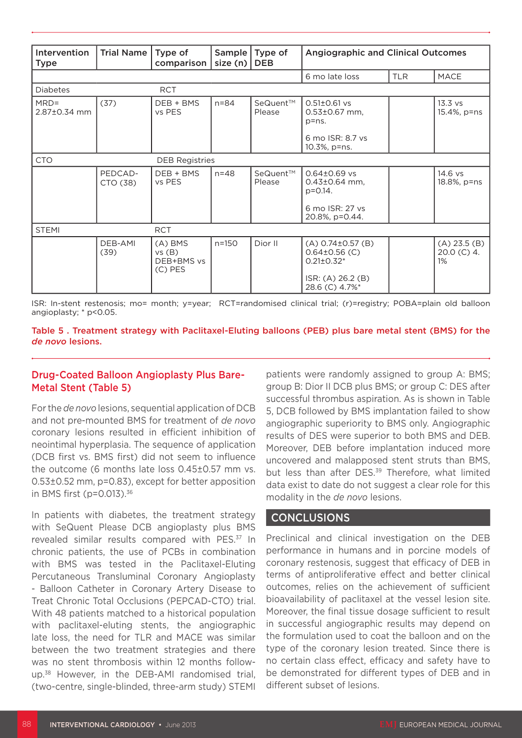| Intervention Type | Trial Name | Type of comparison | Sample size (n) | Type of DEB | Angiographic and Clinical Outcomes | | |
|---|---|---|---|---|---|---|---|
| | | | | | 6 mo late loss | TLR | MACE |
| Diabetes | | RCT | | | | | |
| MRD= 2.87±0.34 mm | (37) | DEB + BMS vs PES | n=84 | SeQuent™ Please | 0.51±0.61 vs 0.53±0.67 mm, p=ns.<br><br>6 mo ISR: 8.7 vs 10.3%, p=ns. | | 13.3 vs 15.4%, p=ns |
| CTO | | DEB Registries | | | | | |
| | PEDCAD-CTO (38) | DEB + BMS vs PES | n=48 | SeQuent™ Please | 0.64±0.69 vs 0.43±0.64 mm, p=0.14.<br><br>6 mo ISR: 27 vs 20.8%, p=0.44. | | 14.6 vs 18.8%, p=ns |
| STEMI | | RCT | | | | | |
| | DEB-AMI (39) | (A) BMS vs (B) DEB+BMS vs (C) PES | n=150 | Dior II | (A) 0.74±0.57 (B) 0.64±0.56 (C) 0.21±0.32*<br><br>ISR: (A) 26.2 (B) 28.6 (C) 4.7%* | | (A) 23.5 (B) 20.0 (C) 4.1% |

ISR: In-stent restenosis; mo= month; y=year; RCT=randomised clinical trial; (r)=registry; POBA=plain old balloon angioplasty; * p<0.05.

**Table 5 . Treatment strategy with Paclitaxel-Eluting balloons (PEB) plus bare metal stent (BMS) for the *de novo* lesions.**

## Drug-Coated Balloon Angioplasty Plus Bare-Metal Stent (Table 5)

For the *de novo* lesions, sequential application of DCB and not pre-mounted BMS for treatment of *de novo* coronary lesions resulted in efficient inhibition of neointimal hyperplasia. The sequence of application (DCB first vs. BMS first) did not seem to influence the outcome (6 months late loss 0.45±0.57 mm vs. 0.53±0.52 mm, p=0.83), except for better apposition in BMS first (p=0.013).[36]

In patients with diabetes, the treatment strategy with SeQuent Please DCB angioplasty plus BMS revealed similar results compared with PES.[37] In chronic patients, the use of PCBs in combination with BMS was tested in the Paclitaxel-Eluting Percutaneous Transluminal Coronary Angioplasty - Balloon Catheter in Coronary Artery Disease to Treat Chronic Total Occlusions (PEPCAD-CTO) trial. With 48 patients matched to a historical population with paclitaxel-eluting stents, the angiographic late loss, the need for TLR and MACE was similar between the two treatment strategies and there was no stent thrombosis within 12 months follow-up.[38] However, in the DEB-AMI randomised trial, (two-centre, single-blinded, three-arm study) STEMI patients were randomly assigned to group A: BMS; group B: Dior II DCB plus BMS; or group C: DES after successful thrombus aspiration. As is shown in Table 5, DCB followed by BMS implantation failed to show angiographic superiority to BMS only. Angiographic results of DES were superior to both BMS and DEB. Moreover, DEB before implantation induced more uncovered and malapposed stent struts than BMS, but less than after DES.[39] Therefore, what limited data exist to date do not suggest a clear role for this modality in the *de novo* lesions.

## CONCLUSIONS

Preclinical and clinical investigation on the DEB performance in humans and in porcine models of coronary restenosis, suggest that efficacy of DEB in terms of antiproliferative effect and better clinical outcomes, relies on the achievement of sufficient bioavailability of paclitaxel at the vessel lesion site. Moreover, the final tissue dosage sufficient to result in successful angiographic results may depend on the formulation used to coat the balloon and on the type of the coronary lesion treated. Since there is no certain class effect, efficacy and safety have to be demonstrated for different types of DEB and in different subset of lesions.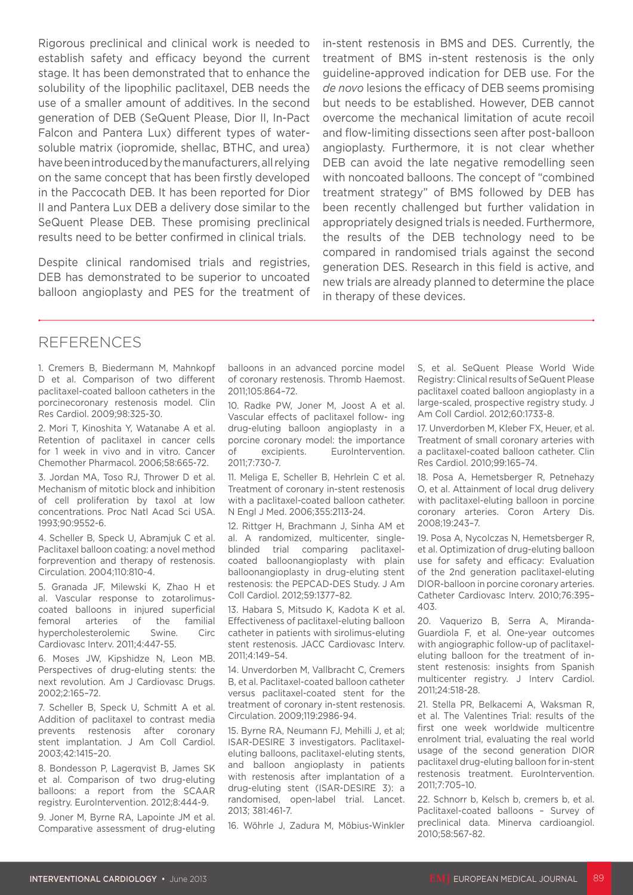Rigorous preclinical and clinical work is needed to establish safety and efficacy beyond the current stage. It has been demonstrated that to enhance the solubility of the lipophilic paclitaxel, DEB needs the use of a smaller amount of additives. In the second generation of DEB (SeQuent Please, Dior II, In-Pact Falcon and Pantera Lux) different types of water-soluble matrix (iopromide, shellac, BTHC, and urea) have been introduced by the manufacturers, all relying on the same concept that has been firstly developed in the Paccocath DEB. It has been reported for Dior II and Pantera Lux DEB a delivery dose similar to the SeQuent Please DEB. These promising preclinical results need to be better confirmed in clinical trials.

Despite clinical randomised trials and registries, DEB has demonstrated to be superior to uncoated balloon angioplasty and PES for the treatment of in-stent restenosis in BMS and DES. Currently, the treatment of BMS in-stent restenosis is the only guideline-approved indication for DEB use. For the *de novo* lesions the efficacy of DEB seems promising but needs to be established. However, DEB cannot overcome the mechanical limitation of acute recoil and flow-limiting dissections seen after post-balloon angioplasty. Furthermore, it is not clear whether DEB can avoid the late negative remodelling seen with noncoated balloons. The concept of "combined treatment strategy" of BMS followed by DEB has been recently challenged but further validation in appropriately designed trials is needed. Furthermore, the results of the DEB technology need to be compared in randomised trials against the second generation DES. Research in this field is active, and new trials are already planned to determine the place in therapy of these devices.

## REFERENCES

1. Cremers B, Biedermann M, Mahnkopf D et al. Comparison of two different paclitaxel-coated balloon catheters in the porcinecoronary restenosis model. Clin Res Cardiol. 2009;98:325-30.

2. Mori T, Kinoshita Y, Watanabe A et al. Retention of paclitaxel in cancer cells for 1 week in vivo and in vitro. Cancer Chemother Pharmacol. 2006;58:665-72.

3. Jordan MA, Toso RJ, Thrower D et al. Mechanism of mitotic block and inhibition of cell proliferation by taxol at low concentrations. Proc Natl Acad Sci USA. 1993;90:9552-6.

4. Scheller B, Speck U, Abramjuk C et al. Paclitaxel balloon coating: a novel method forprevention and therapy of restenosis. Circulation. 2004;110:810-4.

5. Granada JF, Milewski K, Zhao H et al. Vascular response to zotarolimus-coated balloons in injured superficial femoral arteries of the familial hypercholesterolemic Swine. Circ Cardiovasc Interv. 2011;4:447-55.

6. Moses JW, Kipshidze N, Leon MB. Perspectives of drug-eluting stents: the next revolution. Am J Cardiovasc Drugs. 2002;2:165–72.

7. Scheller B, Speck U, Schmitt A et al. Addition of paclitaxel to contrast media prevents restenosis after coronary stent implantation. J Am Coll Cardiol. 2003;42:1415–20.

8. Bondesson P, Lagerqvist B, James SK et al. Comparison of two drug-eluting balloons: a report from the SCAAR registry. EuroIntervention. 2012;8:444-9.

9. Joner M, Byrne RA, Lapointe JM et al. Comparative assessment of drug-eluting balloons in an advanced porcine model of coronary restenosis. Thromb Haemost. 2011;105:864–72.

10. Radke PW, Joner M, Joost A et al. Vascular effects of paclitaxel follow- ing drug-eluting balloon angioplasty in a porcine coronary model: the importance of excipients. EuroIntervention. 2011;7:730-7.

11. Meliga E, Scheller B, Hehrlein C et al. Treatment of coronary in-stent restenosis with a paclitaxel-coated balloon catheter. N Engl J Med. 2006;355:2113-24.

12. Rittger H, Brachmann J, Sinha AM et al. A randomized, multicenter, single-blinded trial comparing paclitaxel-coated balloonangioplasty with plain balloonangioplasty in drug-eluting stent restenosis: the PEPCAD-DES Study. J Am Coll Cardiol. 2012;59:1377–82.

13. Habara S, Mitsudo K, Kadota K et al. Effectiveness of paclitaxel-eluting balloon catheter in patients with sirolimus-eluting stent restenosis. JACC Cardiovasc Interv. 2011;4:149–54.

14. Unverdorben M, Vallbracht C, Cremers B, et al. Paclitaxel-coated balloon catheter versus paclitaxel-coated stent for the treatment of coronary in-stent restenosis. Circulation. 2009;119:2986-94.

15. Byrne RA, Neumann FJ, Mehilli J, et al; ISAR-DESIRE 3 investigators. Paclitaxel-eluting balloons, paclitaxel-eluting stents, and balloon angioplasty in patients with restenosis after implantation of a drug-eluting stent (ISAR-DESIRE 3): a randomised, open-label trial. Lancet. 2013; 381:461-7.

16. Wöhrle J, Zadura M, Möbius-Winkler S, et al. SeQuent Please World Wide Registry: Clinical results of SeQuent Please paclitaxel coated balloon angioplasty in a large-scaled, prospective registry study. J Am Coll Cardiol. 2012;60:1733-8.

17. Unverdorben M, Kleber FX, Heuer, et al. Treatment of small coronary arteries with a paclitaxel-coated balloon catheter. Clin Res Cardiol. 2010;99:165–74.

18. Posa A, Hemetsberger R, Petnehazy O, et al. Attainment of local drug delivery with paclitaxel-eluting balloon in porcine coronary arteries. Coron Artery Dis. 2008;19:243–7.

19. Posa A, Nycolczas N, Hemetsberger R, et al. Optimization of drug-eluting balloon use for safety and efficacy: Evaluation of the 2nd generation paclitaxel-eluting DIOR-balloon in porcine coronary arteries. Catheter Cardiovasc Interv. 2010;76:395–403.

20. Vaquerizo B, Serra A, Miranda-Guardiola F, et al. One-year outcomes with angiographic follow-up of paclitaxel-eluting balloon for the treatment of in-stent restenosis: insights from Spanish multicenter registry. J Interv Cardiol. 2011;24:518-28.

21. Stella PR, Belkacemi A, Waksman R, et al. The Valentines Trial: results of the first one week worldwide multicentre enrolment trial, evaluating the real world usage of the second generation DIOR paclitaxel drug-eluting balloon for in-stent restenosis treatment. EuroIntervention. 2011;7:705–10.

22. Schnorr b, Kelsch b, cremers b, et al. Paclitaxel-coated balloons – Survey of preclinical data. Minerva cardioangiol. 2010;58:567-82.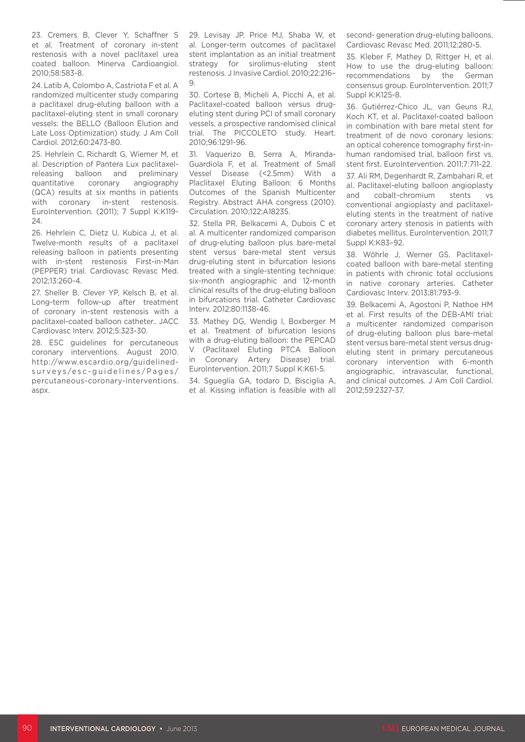23. Cremers B, Clever Y, Schaffner S et al. Treatment of coronary in-stent restenosis with a novel paclitaxel urea coated balloon. Minerva Cardioangiol. 2010;58:583-8.

24. Latib A, Colombo A, Castriota F et al. A randomized multicenter study comparing a paclitaxel drug-eluting balloon with a paclitaxel-eluting stent in small coronary vessels: the BELLO (Balloon Elution and Late Loss Optimization) study. J Am Coll Cardiol. 2012;60:2473-80.

25. Hehrlein C, Richardt G, Wiemer M, et al. Description of Pantera Lux paclitaxel-releasing balloon and preliminary quantitative coronary angiography (QCA) results at six months in patients with coronary in-stent restenosis. EuroIntervention. (2011); 7 Suppl K:K119-24.

26. Hehrlein C, Dietz U, Kubica J, et al. Twelve-month results of a paclitaxel releasing balloon in patients presenting with in-stent restenosis First-in-Man (PEPPER) trial. Cardiovasc Revasc Med. 2012;13:260-4.

27. Sheller B, Clever YP, Kelsch B, et al. Long-term follow-up after treatment of coronary in-stent restenosis with a paclitaxel-coated balloon catheter.. JACC Cardiovasc Interv. 2012;5:323-30.

28. ESC guidelines for percutaneous coronary interventions. August 2010. http://www.escardio.org/guidelined-surveys/esc-guidelines/Pages/percutaneous-coronary-interventions.aspx.

29. Levisay JP, Price MJ, Shaba W, et al. Longer-term outcomes of paclitaxel stent implantation as an initial treatment strategy for sirolimus-eluting stent restenosis. J Invasive Cardiol. 2010;22:216–9.

30. Cortese B, Micheli A, Picchi A, et al. Paclitaxel-coated balloon versus drug-eluting stent during PCI of small coronary vessels, a prospective randomised clinical trial. The PICCOLETO study. Heart. 2010;96:1291-96.

31. Vaquerizo B, Serra A, Miranda-Guardiola F, et al. Treatment of Small Vessel Disease (<2.5mm) With a Placlitaxel Eluting Balloon: 6 Months Outcomes of the Spanish Multicenter Registry. Abstract AHA congress (2010). Circulation. 2010;122:A18235.

32. Stella PR, Belkacemi A, Dubois C et al. A multicenter randomized comparison of drug-eluting balloon plus bare-metal stent versus bare-metal stent versus drug-eluting stent in bifurcation lesions treated with a single-stenting technique: six-month angiographic and 12-month clinical results of the drug-eluting balloon in bifurcations trial. Catheter Cardiovasc Interv. 2012;80:1138-46.

33. Mathey DG, Wendig I, Boxberger M et al. Treatment of bifurcation lesions with a drug-eluting balloon: the PEPCAD V (Paclitaxel Eluting PTCA Balloon in Coronary Artery Disease) trial. EuroIntervention. 2011;7 Suppl K:K61-5.

34. Sgueglia GA, todaro D, Bisciglia A, et al. Kissing inflation is feasible with all second- generation drug-eluting balloons. Cardiovasc Revasc Med. 2011;12:280-5.

35. Kleber F, Mathey D, Rittger H, et al. How to use the drug-eluting balloon: recommendations by the German consensus group. EuroIntervention. 2011;7 Suppl K:K125-8.

36. Gutiérrez-Chico JL, van Geuns RJ, Koch KT, et al. Paclitaxel-coated balloon in combination with bare metal stent for treatment of de novo coronary lesions: an optical coherence tomography first-in-human randomised trial, balloon first vs. stent first. EuroIntervention. 2011;7:711-22.

37. Ali RM, Degenhardt R, Zambahari R, et al. Paclitaxel-eluting balloon angioplasty and cobalt-chromium stents vs conventional angioplasty and paclitaxel-eluting stents in the treatment of native coronary artery stenosis in patients with diabetes mellitus. EuroIntervention. 2011;7 Suppl K:K83–92.

38. Wöhrle J, Werner GS. Paclitaxel-coated balloon with bare-metal stenting in patients with chronic total occlusions in native coronary arteries. Catheter Cardiovasc Interv. 2013;81:793-9.

39. Belkacemi A, Agostoni P, Nathoe HM et al. First results of the DEB-AMI trial: a multicenter randomized comparison of drug-eluting balloon plus bare-metal stent versus bare-metal stent versus drug-eluting stent in primary percutaneous coronary intervention with 6-month angiographic, intravascular, functional, and clinical outcomes. J Am Coll Cardiol. 2012;59:2327-37.